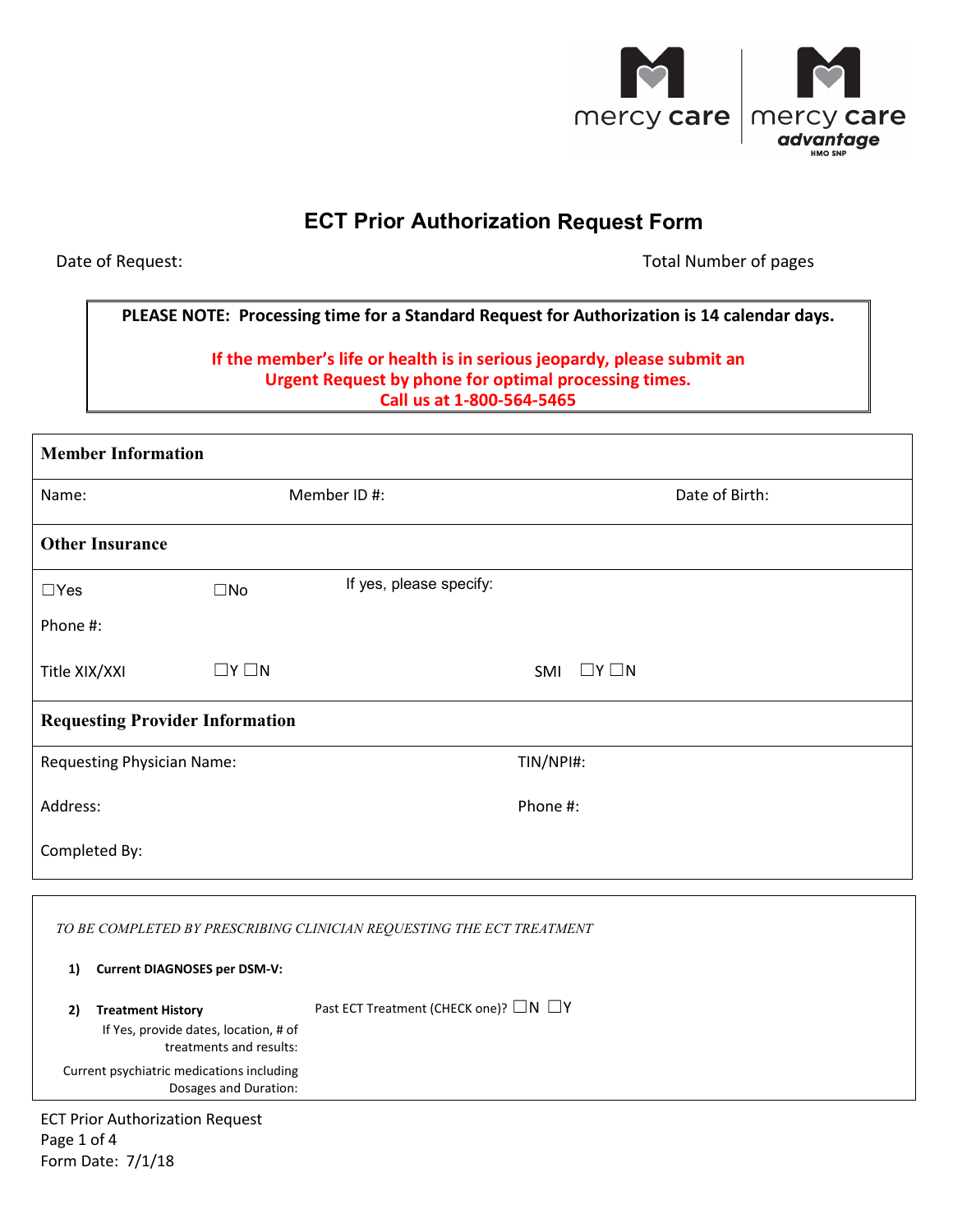mercy care | mercy care advantage HMO SNP

# ECT Prior Authorization Request Form

Date of Request: Total Number of pages

**PLEASE NOTE: Processing time for a Standard Request for Authorization is 14 calendar days.**

**If the member's life or health is in serious jeopardy, please submit an Urgent Request by phone for optimal processing times.**
**Call us at 1-800-564-5465**

| **Member Information** | | |
|---|---|---|
| Name: | Member ID #: | Date of Birth: |
| **Other Insurance** | | |
| ☐Yes ☐No | If yes, please specify: | |
| Phone #: | | |
| Title XIX/XXI ☐Y ☐N | SMI ☐Y ☐N | |
| **Requesting Provider Information** | | |
| Requesting Physician Name: | TIN/NPI#: | |
| Address: | Phone #: | |
| Completed By: | | |

*TO BE COMPLETED BY PRESCRIBING CLINICIAN REQUESTING THE ECT TREATMENT*

1) **Current DIAGNOSES per DSM-V:**

2) **Treatment History** — Past ECT Treatment (CHECK one)? ☐N ☐Y

If Yes, provide dates, location, # of treatments and results:

Current psychiatric medications including Dosages and Duration:

ECT Prior Authorization Request
Form Date: 7/1/18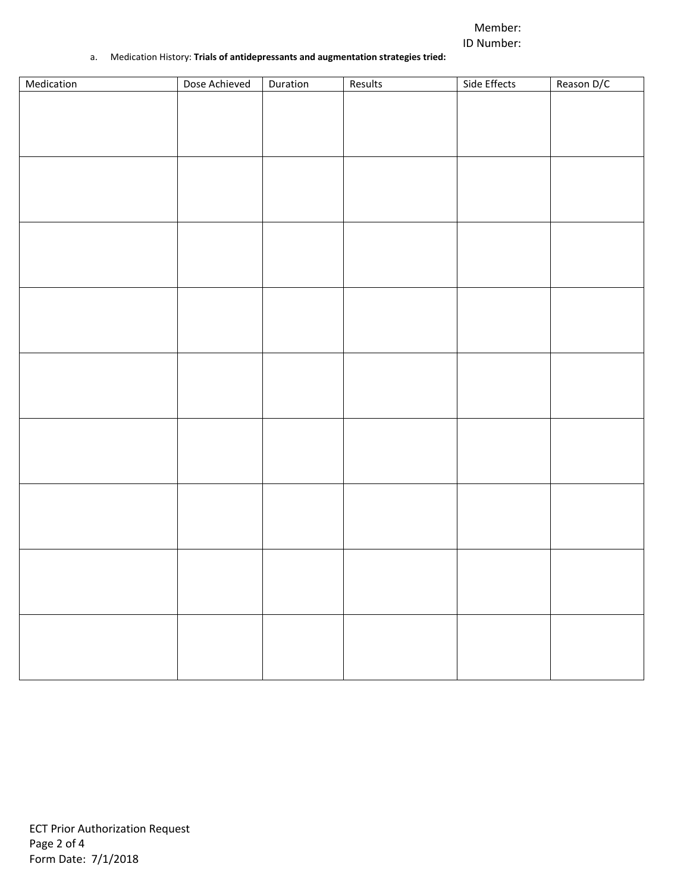Member:
ID Number:

a. Medication History: **Trials of antidepressants and augmentation strategies tried:**

| Medication | Dose Achieved | Duration | Results | Side Effects | Reason D/C |
|---|---|---|---|---|---|
| | | | | | |
| | | | | | |
| | | | | | |
| | | | | | |
| | | | | | |
| | | | | | |
| | | | | | |
| | | | | | |
| | | | | | |

ECT Prior Authorization Request
Form Date: 7/1/2018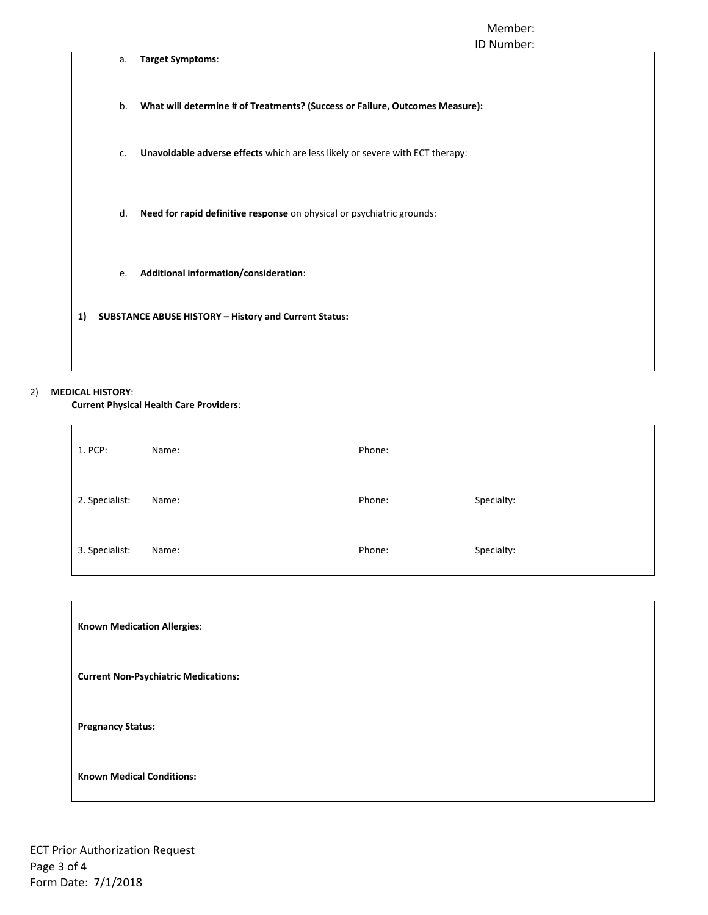Member:
ID Number:

a. **Target Symptoms**:

b. **What will determine # of Treatments? (Success or Failure, Outcomes Measure):**

c. **Unavoidable adverse effects** which are less likely or severe with ECT therapy:

d. **Need for rapid definitive response** on physical or psychiatric grounds:

e. **Additional information/consideration**:

**1) SUBSTANCE ABUSE HISTORY – History and Current Status:**

2) **MEDICAL HISTORY**:

**Current Physical Health Care Providers**:

| | | | |
|---|---|---|---|
| 1. PCP: | Name: | Phone: | |
| 2. Specialist: | Name: | Phone: | Specialty: |
| 3. Specialist: | Name: | Phone: | Specialty: |

**Known Medication Allergies**:

**Current Non-Psychiatric Medications:**

**Pregnancy Status:**

**Known Medical Conditions:**

ECT Prior Authorization Request
Form Date: 7/1/2018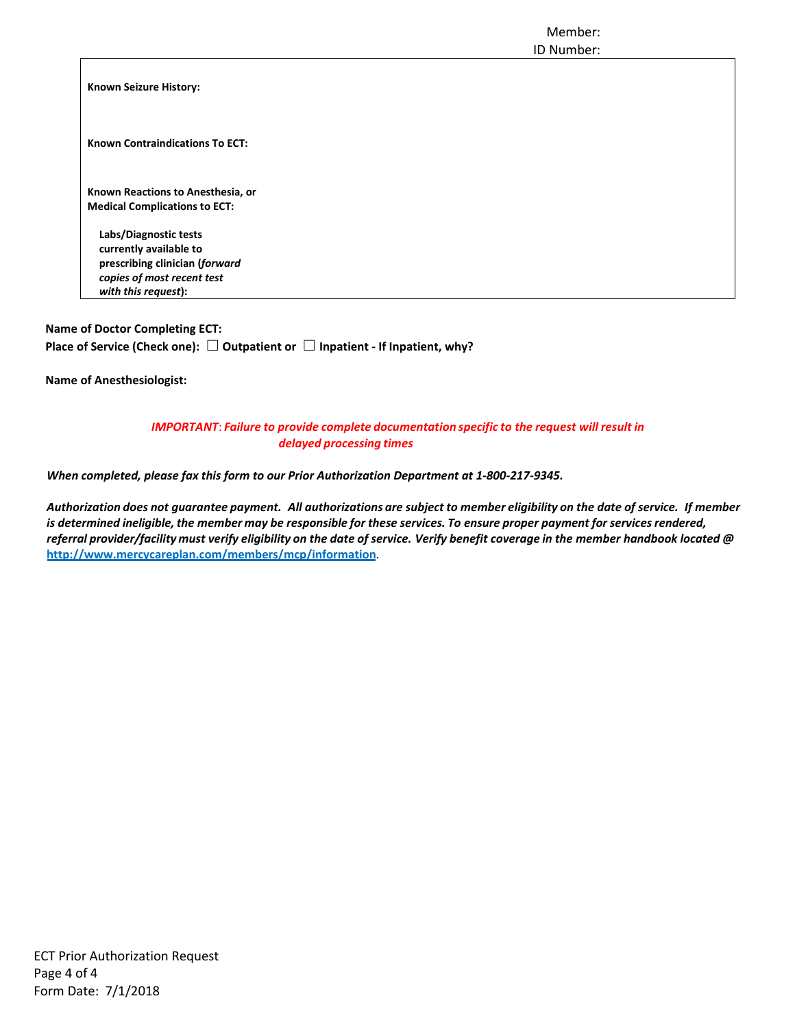Member:
ID Number:

**Known Seizure History:**

**Known Contraindications To ECT:**

**Known Reactions to Anesthesia, or Medical Complications to ECT:**

**Labs/Diagnostic tests currently available to prescribing clinician (*forward copies of most recent test with this request*):**

**Name of Doctor Completing ECT:**

**Place of Service (Check one):** ☐ **Outpatient or** ☐ **Inpatient - If Inpatient, why?**

**Name of Anesthesiologist:**

***IMPORTANT*: *Failure to provide complete documentation specific to the request will result in delayed processing times***

***When completed, please fax this form to our Prior Authorization Department at 1-800-217-9345.***

***Authorization does not guarantee payment. All authorizations are subject to member eligibility on the date of service. If member is determined ineligible, the member may be responsible for these services. To ensure proper payment for services rendered, referral provider/facility must verify eligibility on the date of service. Verify benefit coverage in the member handbook located @ http://www.mercycareplan.com/members/mcp/information.***

ECT Prior Authorization Request
Form Date: 7/1/2018